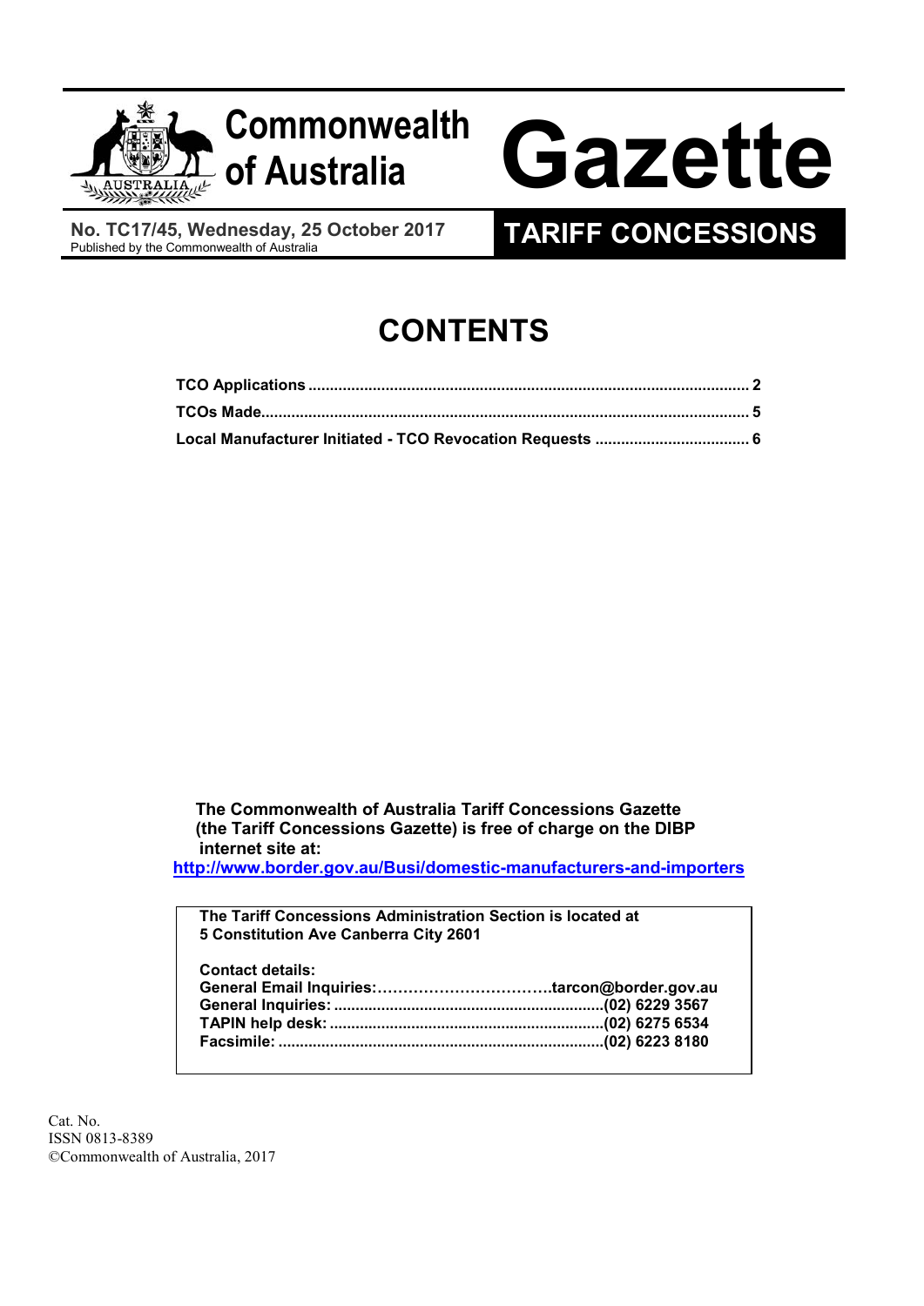# Commonwealth of Australia Gazette

**No. TC17/45, Wednesday, 25 October 2017**
Published by the Commonwealth of Australia

## TARIFF CONCESSIONS

# CONTENTS

| | |
|---|---|
| **TCO Applications** | **2** |
| **TCOs Made** | **5** |
| **Local Manufacturer Initiated - TCO Revocation Requests** | **6** |

**The Commonwealth of Australia Tariff Concessions Gazette (the Tariff Concessions Gazette) is free of charge on the DIBP internet site at:**
**http://www.border.gov.au/Busi/domestic-manufacturers-and-importers**

**The Tariff Concessions Administration Section is located at 5 Constitution Ave Canberra City 2601**

**Contact details:**

| | |
|---|---|
| **General Email Inquiries:** | **tarcon@border.gov.au** |
| **General Inquiries:** | **(02) 6229 3567** |
| **TAPIN help desk:** | **(02) 6275 6534** |
| **Facsimile:** | **(02) 6223 8180** |

Cat. No.
ISSN 0813-8389
©Commonwealth of Australia, 2017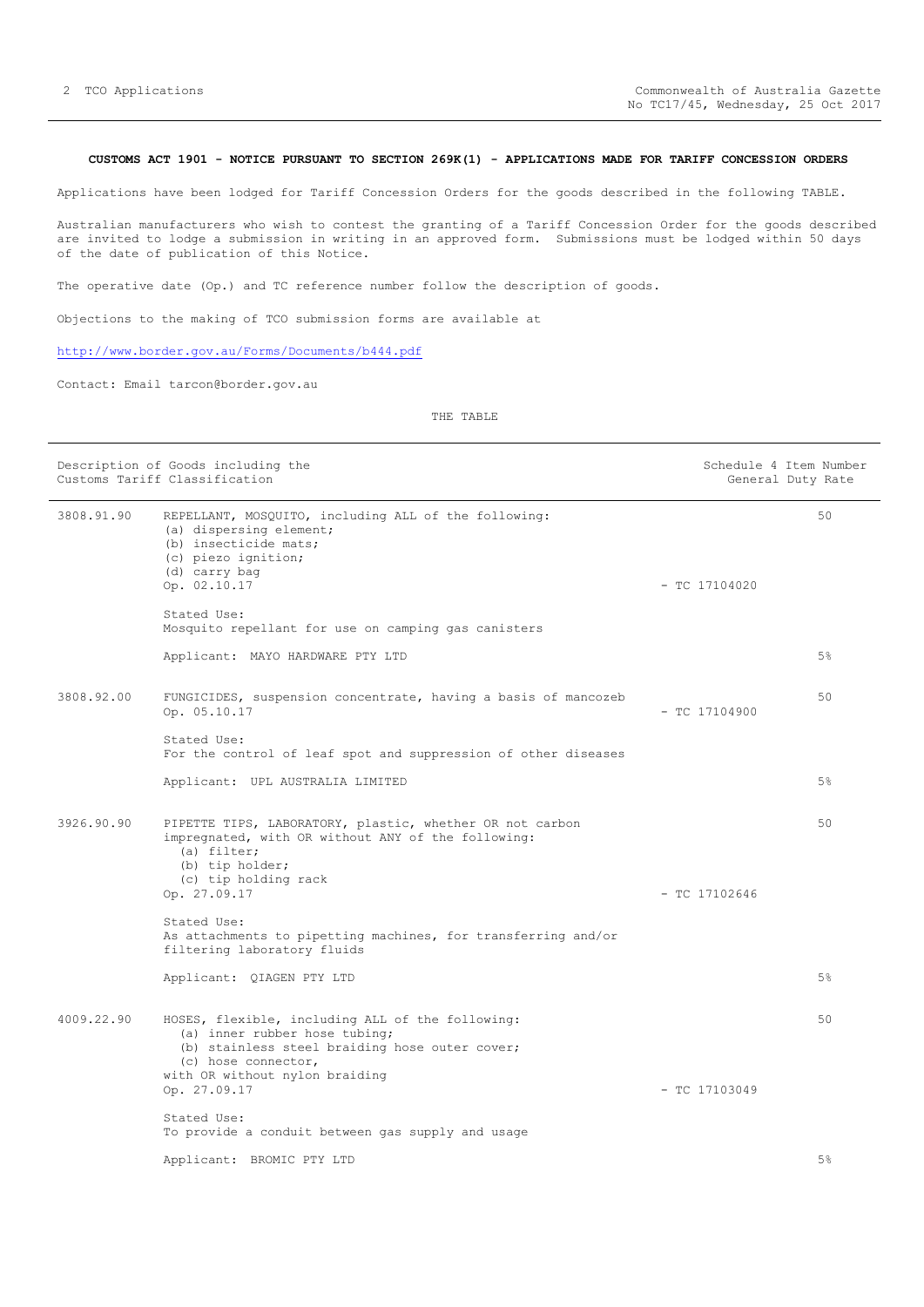**CUSTOMS ACT 1901 - NOTICE PURSUANT TO SECTION 269K(1) - APPLICATIONS MADE FOR TARIFF CONCESSION ORDERS**

Applications have been lodged for Tariff Concession Orders for the goods described in the following TABLE.

Australian manufacturers who wish to contest the granting of a Tariff Concession Order for the goods described are invited to lodge a submission in writing in an approved form. Submissions must be lodged within 50 days of the date of publication of this Notice.

The operative date (Op.) and TC reference number follow the description of goods.

Objections to the making of TCO submission forms are available at

http://www.border.gov.au/Forms/Documents/b444.pdf

Contact: Email tarcon@border.gov.au

THE TABLE

| Description of Goods including the Customs Tariff Classification | | | Schedule 4 Item Number General Duty Rate |
|---|---|---|---|
| 3808.91.90 | REPELLANT, MOSQUITO, including ALL of the following:<br>(a) dispersing element;<br>(b) insecticide mats;<br>(c) piezo ignition;<br>(d) carry bag<br>Op. 02.10.17<br><br>Stated Use:<br>Mosquito repellant for use on camping gas canisters<br><br>Applicant: MAYO HARDWARE PTY LTD | - TC 17104020 | 50<br><br>5% |
| 3808.92.00 | FUNGICIDES, suspension concentrate, having a basis of mancozeb<br>Op. 05.10.17<br><br>Stated Use:<br>For the control of leaf spot and suppression of other diseases<br><br>Applicant: UPL AUSTRALIA LIMITED | - TC 17104900 | 50<br><br>5% |
| 3926.90.90 | PIPETTE TIPS, LABORATORY, plastic, whether OR not carbon impregnated, with OR without ANY of the following:<br>(a) filter;<br>(b) tip holder;<br>(c) tip holding rack<br>Op. 27.09.17<br><br>Stated Use:<br>As attachments to pipetting machines, for transferring and/or filtering laboratory fluids<br><br>Applicant: QIAGEN PTY LTD | - TC 17102646 | 50<br><br>5% |
| 4009.22.90 | HOSES, flexible, including ALL of the following:<br>(a) inner rubber hose tubing;<br>(b) stainless steel braiding hose outer cover;<br>(c) hose connector,<br>with OR without nylon braiding<br>Op. 27.09.17<br><br>Stated Use:<br>To provide a conduit between gas supply and usage<br><br>Applicant: BROMIC PTY LTD | - TC 17103049 | 50<br><br>5% |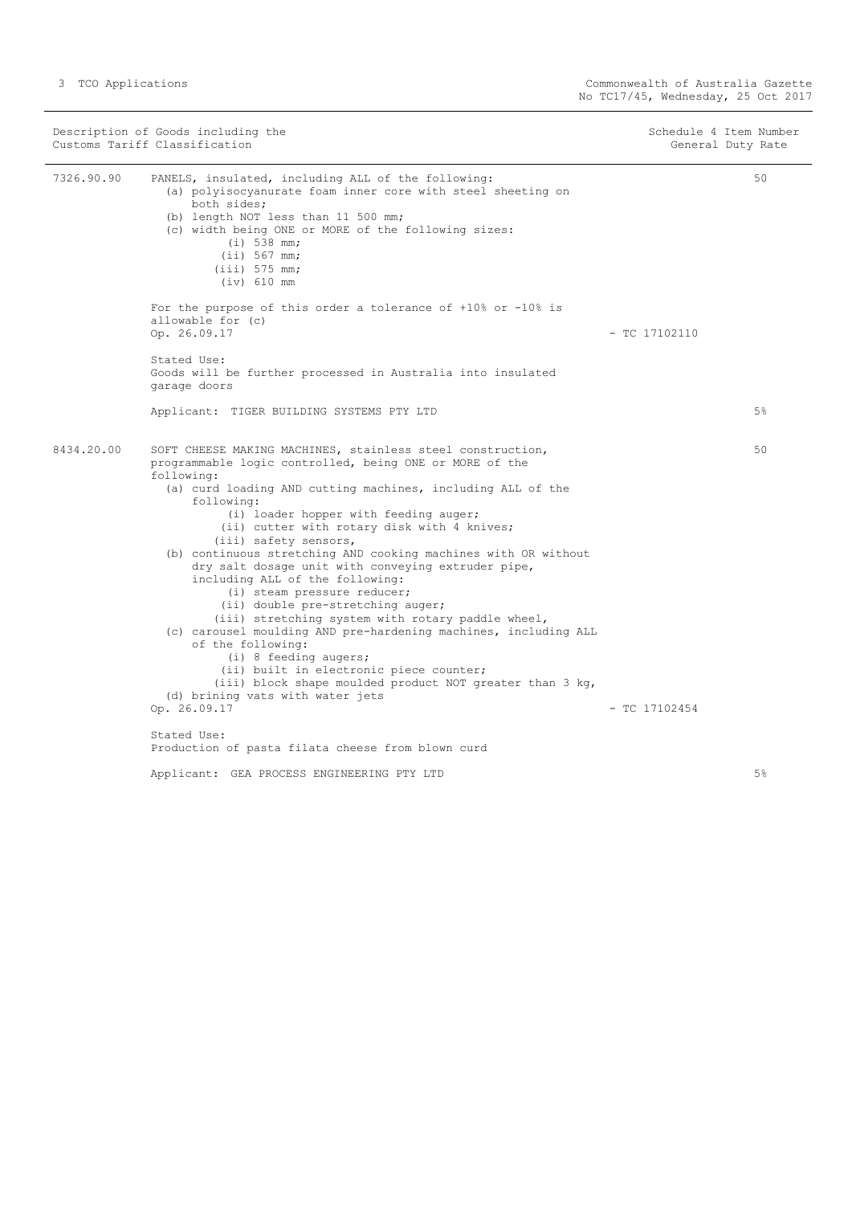| Description of Goods including the Customs Tariff Classification | | Schedule 4 Item Number | General Duty Rate |
|---|---|---|---|
| 7326.90.90 | PANELS, insulated, including ALL of the following:<br>(a) polyisocyanurate foam inner core with steel sheeting on both sides;<br>(b) length NOT less than 11 500 mm;<br>(c) width being ONE or MORE of the following sizes:<br>(i) 538 mm;<br>(ii) 567 mm;<br>(iii) 575 mm;<br>(iv) 610 mm<br><br>For the purpose of this order a tolerance of +10% or -10% is allowable for (c)<br>Op. 26.09.17 - TC 17102110<br><br>Stated Use:<br>Goods will be further processed in Australia into insulated garage doors<br><br>Applicant: TIGER BUILDING SYSTEMS PTY LTD | 50 | 5% |
| 8434.20.00 | SOFT CHEESE MAKING MACHINES, stainless steel construction, programmable logic controlled, being ONE or MORE of the following:<br>(a) curd loading AND cutting machines, including ALL of the following:<br>(i) loader hopper with feeding auger;<br>(ii) cutter with rotary disk with 4 knives;<br>(iii) safety sensors,<br>(b) continuous stretching AND cooking machines with OR without dry salt dosage unit with conveying extruder pipe, including ALL of the following:<br>(i) steam pressure reducer;<br>(ii) double pre-stretching auger;<br>(iii) stretching system with rotary paddle wheel,<br>(c) carousel moulding AND pre-hardening machines, including ALL of the following:<br>(i) 8 feeding augers;<br>(ii) built in electronic piece counter;<br>(iii) block shape moulded product NOT greater than 3 kg,<br>(d) brining vats with water jets<br>Op. 26.09.17 - TC 17102454<br><br>Stated Use:<br>Production of pasta filata cheese from blown curd<br><br>Applicant: GEA PROCESS ENGINEERING PTY LTD | 50 | 5% |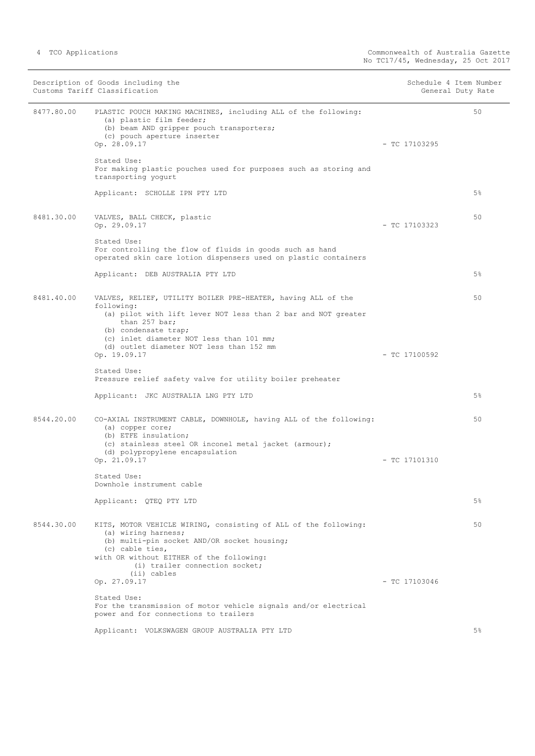| Description of Goods including the Customs Tariff Classification | | Schedule 4 Item Number | General Duty Rate |
|---|---|---|---|
| 8477.80.00 | PLASTIC POUCH MAKING MACHINES, including ALL of the following:<br>(a) plastic film feeder;<br>(b) beam AND gripper pouch transporters;<br>(c) pouch aperture inserter<br>Op. 28.09.17 | - TC 17103295 | 50 |
| | Stated Use:<br>For making plastic pouches used for purposes such as storing and transporting yogurt | | |
| | Applicant: SCHOLLE IPN PTY LTD | | 5% |
| 8481.30.00 | VALVES, BALL CHECK, plastic<br>Op. 29.09.17 | - TC 17103323 | 50 |
| | Stated Use:<br>For controlling the flow of fluids in goods such as hand operated skin care lotion dispensers used on plastic containers | | |
| | Applicant: DEB AUSTRALIA PTY LTD | | 5% |
| 8481.40.00 | VALVES, RELIEF, UTILITY BOILER PRE-HEATER, having ALL of the following:<br>(a) pilot with lift lever NOT less than 2 bar and NOT greater than 257 bar;<br>(b) condensate trap;<br>(c) inlet diameter NOT less than 101 mm;<br>(d) outlet diameter NOT less than 152 mm<br>Op. 19.09.17 | - TC 17100592 | 50 |
| | Stated Use:<br>Pressure relief safety valve for utility boiler preheater | | |
| | Applicant: JKC AUSTRALIA LNG PTY LTD | | 5% |
| 8544.20.00 | CO-AXIAL INSTRUMENT CABLE, DOWNHOLE, having ALL of the following:<br>(a) copper core;<br>(b) ETFE insulation;<br>(c) stainless steel OR inconel metal jacket (armour);<br>(d) polypropylene encapsulation<br>Op. 21.09.17 | - TC 17101310 | 50 |
| | Stated Use:<br>Downhole instrument cable | | |
| | Applicant: QTEQ PTY LTD | | 5% |
| 8544.30.00 | KITS, MOTOR VEHICLE WIRING, consisting of ALL of the following:<br>(a) wiring harness;<br>(b) multi-pin socket AND/OR socket housing;<br>(c) cable ties,<br>with OR without EITHER of the following:<br>(i) trailer connection socket;<br>(ii) cables<br>Op. 27.09.17 | - TC 17103046 | 50 |
| | Stated Use:<br>For the transmission of motor vehicle signals and/or electrical power and for connections to trailers | | |
| | Applicant: VOLKSWAGEN GROUP AUSTRALIA PTY LTD | | 5% |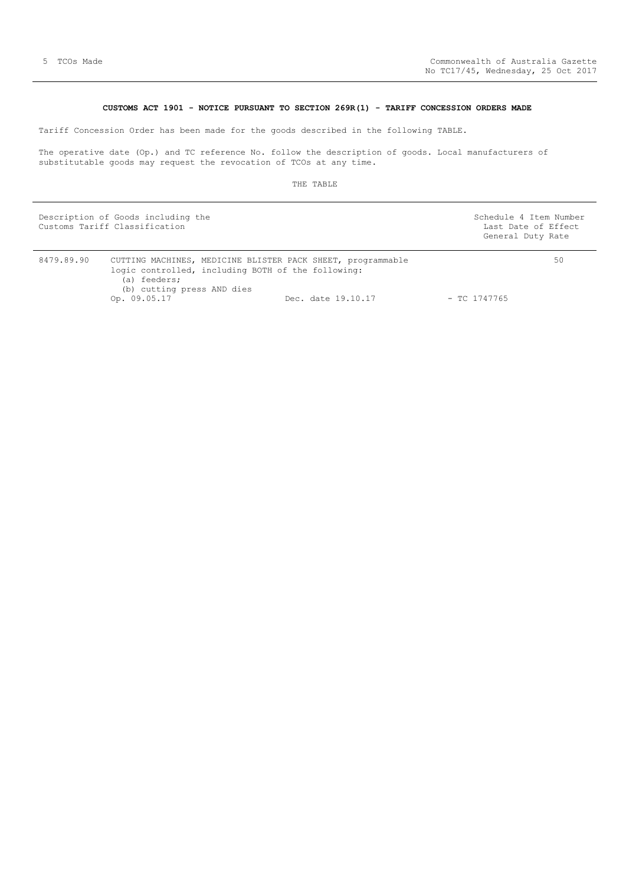**CUSTOMS ACT 1901 - NOTICE PURSUANT TO SECTION 269R(1) - TARIFF CONCESSION ORDERS MADE**

Tariff Concession Order has been made for the goods described in the following TABLE.

The operative date (Op.) and TC reference No. follow the description of goods. Local manufacturers of substitutable goods may request the revocation of TCOs at any time.

THE TABLE

| Description of Goods including the Customs Tariff Classification | | Schedule 4 Item Number Last Date of Effect General Duty Rate |
|---|---|---|
| 8479.89.90 | CUTTING MACHINES, MEDICINE BLISTER PACK SHEET, programmable logic controlled, including BOTH of the following:<br>(a) feeders;<br>(b) cutting press AND dies<br>Op. 09.05.17 Dec. date 19.10.17 - TC 1747765 | 50 |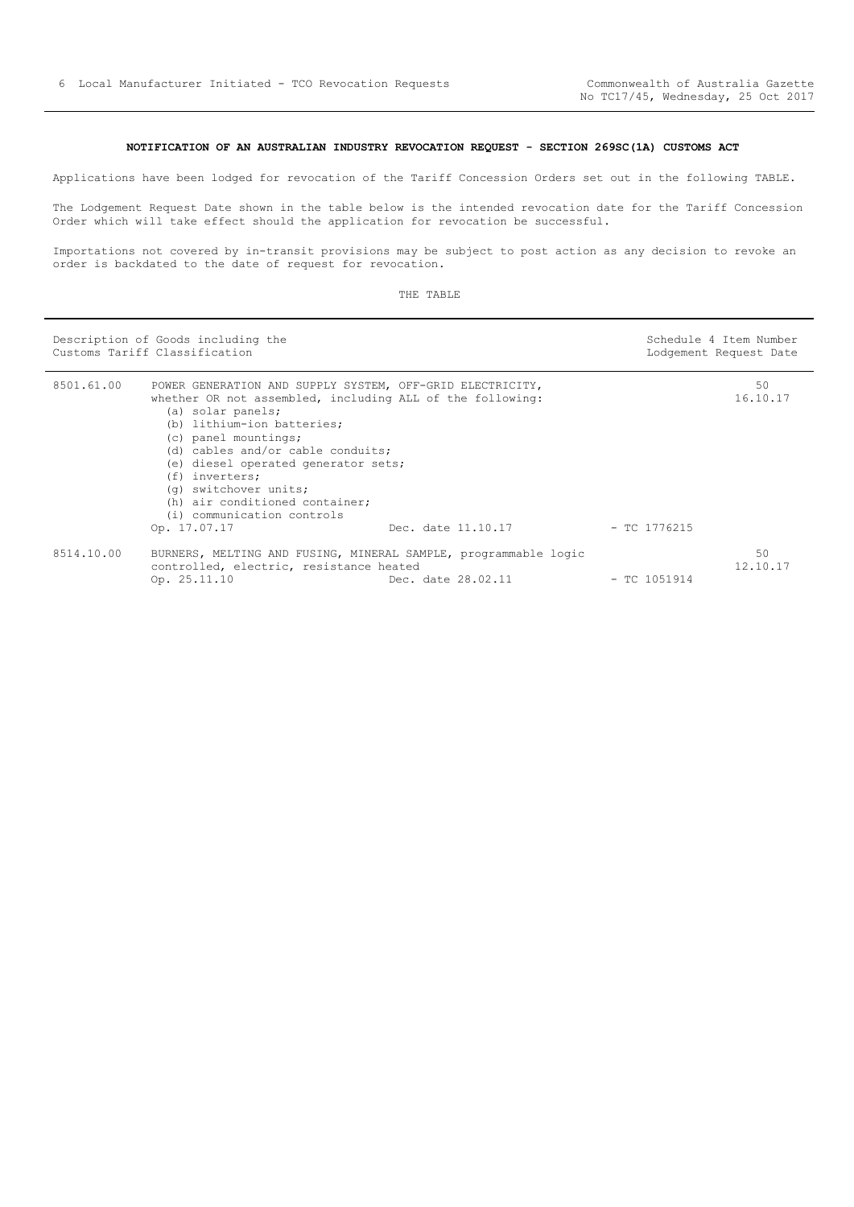## NOTIFICATION OF AN AUSTRALIAN INDUSTRY REVOCATION REQUEST - SECTION 269SC(1A) CUSTOMS ACT

Applications have been lodged for revocation of the Tariff Concession Orders set out in the following TABLE.

The Lodgement Request Date shown in the table below is the intended revocation date for the Tariff Concession Order which will take effect should the application for revocation be successful.

Importations not covered by in-transit provisions may be subject to post action as any decision to revoke an order is backdated to the date of request for revocation.

THE TABLE

| Description of Goods including the Customs Tariff Classification | | | | Schedule 4 Item Number Lodgement Request Date |
|---|---|---|---|---|
| 8501.61.00 | POWER GENERATION AND SUPPLY SYSTEM, OFF-GRID ELECTRICITY, whether OR not assembled, including ALL of the following:<br>(a) solar panels;<br>(b) lithium-ion batteries;<br>(c) panel mountings;<br>(d) cables and/or cable conduits;<br>(e) diesel operated generator sets;<br>(f) inverters;<br>(g) switchover units;<br>(h) air conditioned container;<br>(i) communication controls<br>Op. 17.07.17 | Dec. date 11.10.17 | - TC 1776215 | 50<br>16.10.17 |
| 8514.10.00 | BURNERS, MELTING AND FUSING, MINERAL SAMPLE, programmable logic controlled, electric, resistance heated<br>Op. 25.11.10 | Dec. date 28.02.11 | - TC 1051914 | 50<br>12.10.17 |